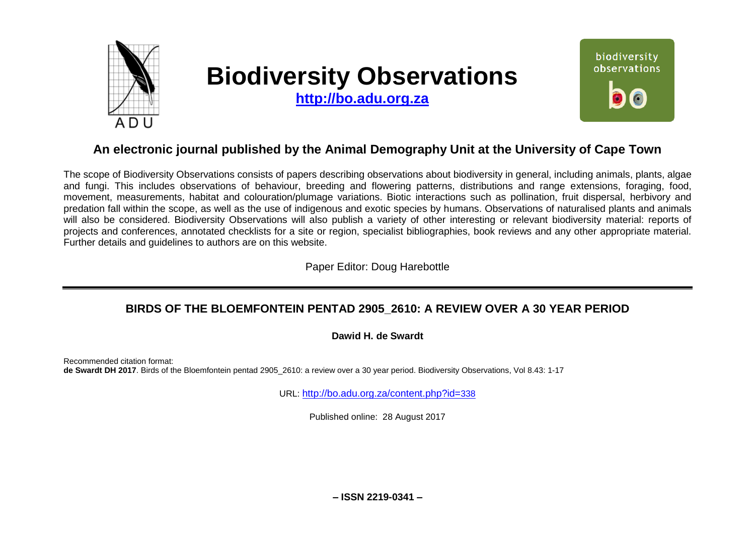# Biodiversity Observations

**http://bo.adu.org.za**

## An electronic journal published by the Animal Demography Unit at the University of Cape Town

The scope of Biodiversity Observations consists of papers describing observations about biodiversity in general, including animals, plants, algae and fungi. This includes observations of behaviour, breeding and flowering patterns, distributions and range extensions, foraging, food, movement, measurements, habitat and colouration/plumage variations. Biotic interactions such as pollination, fruit dispersal, herbivory and predation fall within the scope, as well as the use of indigenous and exotic species by humans. Observations of naturalised plants and animals will also be considered. Biodiversity Observations will also publish a variety of other interesting or relevant biodiversity material: reports of projects and conferences, annotated checklists for a site or region, specialist bibliographies, book reviews and any other appropriate material. Further details and guidelines to authors are on this website.

Paper Editor: Doug Harebottle

---

## BIRDS OF THE BLOEMFONTEIN PENTAD 2905_2610: A REVIEW OVER A 30 YEAR PERIOD

**Dawid H. de Swardt**

Recommended citation format:
**de Swardt DH 2017**. Birds of the Bloemfontein pentad 2905_2610: a review over a 30 year period. Biodiversity Observations, Vol 8.43: 1-17

URL: http://bo.adu.org.za/content.php?id=338

Published online: 28 August 2017

**– ISSN 2219-0341 –**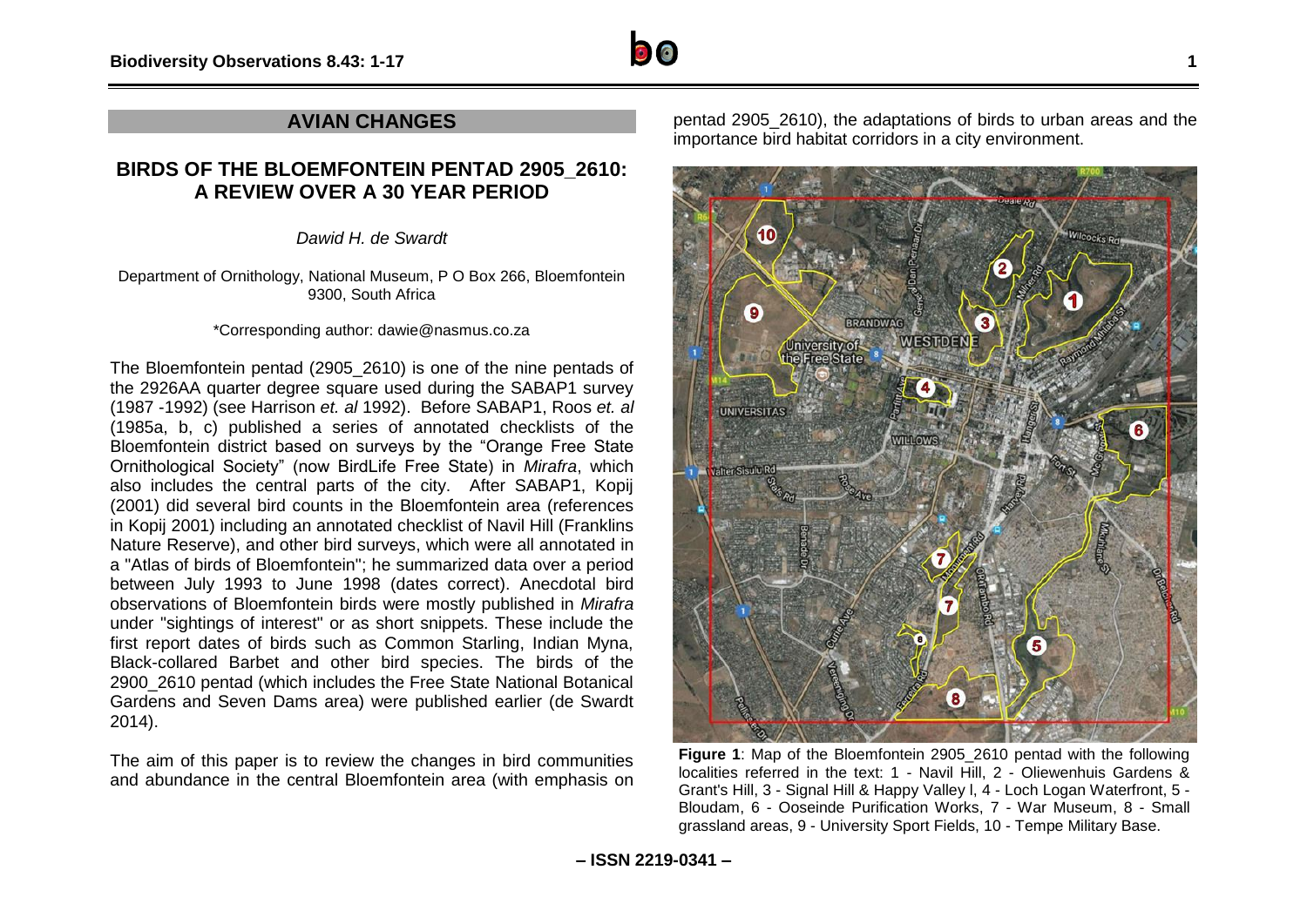## AVIAN CHANGES

# BIRDS OF THE BLOEMFONTEIN PENTAD 2905_2610: A REVIEW OVER A 30 YEAR PERIOD

*Dawid H. de Swardt*

Department of Ornithology, National Museum, P O Box 266, Bloemfontein 9300, South Africa

*Corresponding author: dawie@nasmus.co.za

The Bloemfontein pentad (2905_2610) is one of the nine pentads of the 2926AA quarter degree square used during the SABAP1 survey (1987 -1992) (see Harrison *et. al* 1992). Before SABAP1, Roos *et. al* (1985a, b, c) published a series of annotated checklists of the Bloemfontein district based on surveys by the "Orange Free State Ornithological Society" (now BirdLife Free State) in *Mirafra*, which also includes the central parts of the city. After SABAP1, Kopij (2001) did several bird counts in the Bloemfontein area (references in Kopij 2001) including an annotated checklist of Navil Hill (Franklins Nature Reserve), and other bird surveys, which were all annotated in a "Atlas of birds of Bloemfontein"; he summarized data over a period between July 1993 to June 1998 (dates correct). Anecdotal bird observations of Bloemfontein birds were mostly published in *Mirafra* under "sightings of interest" or as short snippets. These include the first report dates of birds such as Common Starling, Indian Myna, Black-collared Barbet and other bird species. The birds of the 2900_2610 pentad (which includes the Free State National Botanical Gardens and Seven Dams area) were published earlier (de Swardt 2014).

The aim of this paper is to review the changes in bird communities and abundance in the central Bloemfontein area (with emphasis on pentad 2905_2610), the adaptations of birds to urban areas and the importance bird habitat corridors in a city environment.

**Figure 1**: Map of the Bloemfontein 2905_2610 pentad with the following localities referred in the text: 1 - Navil Hill, 2 - Oliewenhuis Gardens & Grant's Hill, 3 - Signal Hill & Happy Valley l, 4 - Loch Logan Waterfront, 5 - Bloudam, 6 - Ooseinde Purification Works, 7 - War Museum, 8 - Small grassland areas, 9 - University Sport Fields, 10 - Tempe Military Base.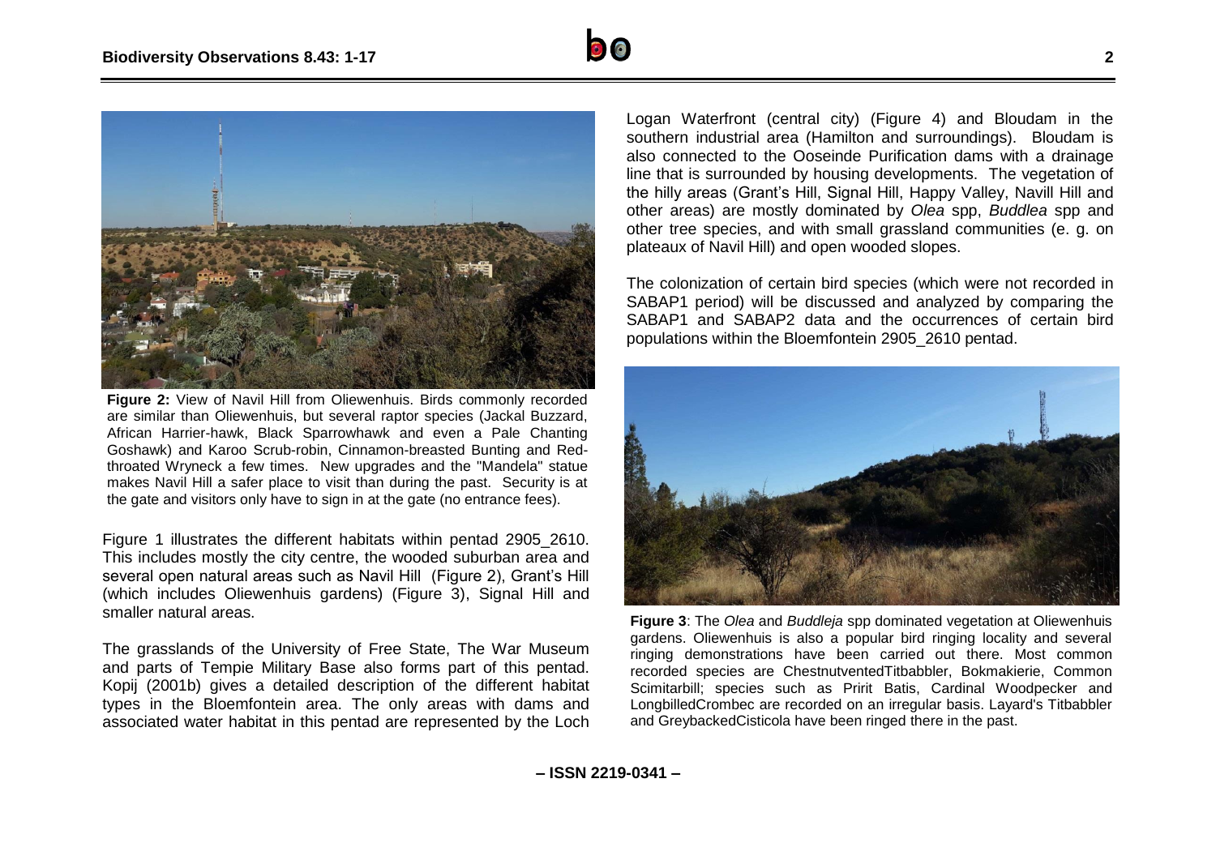**Figure 2:** View of Navil Hill from Oliewenhuis. Birds commonly recorded are similar than Oliewenhuis, but several raptor species (Jackal Buzzard, African Harrier-hawk, Black Sparrowhawk and even a Pale Chanting Goshawk) and Karoo Scrub-robin, Cinnamon-breasted Bunting and Red-throated Wryneck a few times. New upgrades and the "Mandela" statue makes Navil Hill a safer place to visit than during the past. Security is at the gate and visitors only have to sign in at the gate (no entrance fees).

Figure 1 illustrates the different habitats within pentad 2905_2610. This includes mostly the city centre, the wooded suburban area and several open natural areas such as Navil Hill (Figure 2), Grant's Hill (which includes Oliewenhuis gardens) (Figure 3), Signal Hill and smaller natural areas.

The grasslands of the University of Free State, The War Museum and parts of Tempie Military Base also forms part of this pentad. Kopij (2001b) gives a detailed description of the different habitat types in the Bloemfontein area. The only areas with dams and associated water habitat in this pentad are represented by the Loch Logan Waterfront (central city) (Figure 4) and Bloudam in the southern industrial area (Hamilton and surroundings). Bloudam is also connected to the Ooseinde Purification dams with a drainage line that is surrounded by housing developments. The vegetation of the hilly areas (Grant's Hill, Signal Hill, Happy Valley, Navill Hill and other areas) are mostly dominated by *Olea* spp, *Buddlea* spp and other tree species, and with small grassland communities (e. g. on plateaux of Navil Hill) and open wooded slopes.

The colonization of certain bird species (which were not recorded in SABAP1 period) will be discussed and analyzed by comparing the SABAP1 and SABAP2 data and the occurrences of certain bird populations within the Bloemfontein 2905_2610 pentad.

**Figure 3**: The *Olea* and *Buddleja* spp dominated vegetation at Oliewenhuis gardens. Oliewenhuis is also a popular bird ringing locality and several ringing demonstrations have been carried out there. Most common recorded species are ChestnutventedTitbabbler, Bokmakierie, Common Scimitarbill; species such as Pririt Batis, Cardinal Woodpecker and LongbilledCrombec are recorded on an irregular basis. Layard's Titbabbler and GreybackedCisticola have been ringed there in the past.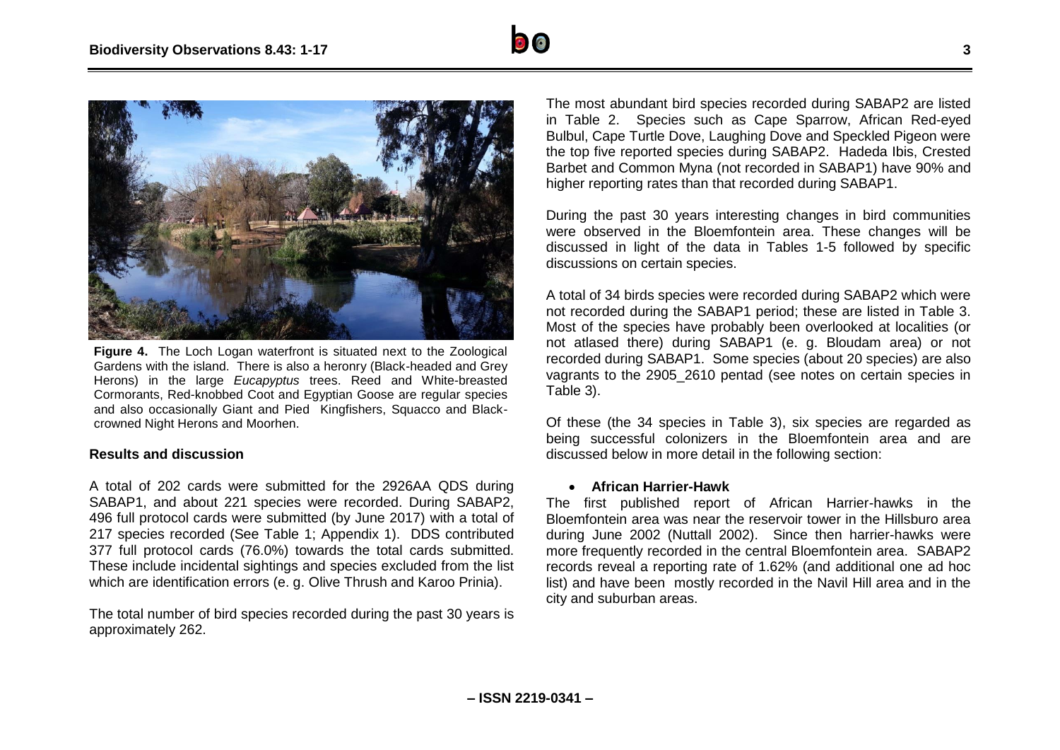**Figure 4.** The Loch Logan waterfront is situated next to the Zoological Gardens with the island. There is also a heronry (Black-headed and Grey Herons) in the large *Eucapyptus* trees. Reed and White-breasted Cormorants, Red-knobbed Coot and Egyptian Goose are regular species and also occasionally Giant and Pied Kingfishers, Squacco and Black-crowned Night Herons and Moorhen.

## Results and discussion

A total of 202 cards were submitted for the 2926AA QDS during SABAP1, and about 221 species were recorded. During SABAP2, 496 full protocol cards were submitted (by June 2017) with a total of 217 species recorded (See Table 1; Appendix 1). DDS contributed 377 full protocol cards (76.0%) towards the total cards submitted. These include incidental sightings and species excluded from the list which are identification errors (e. g. Olive Thrush and Karoo Prinia).

The total number of bird species recorded during the past 30 years is approximately 262.

The most abundant bird species recorded during SABAP2 are listed in Table 2. Species such as Cape Sparrow, African Red-eyed Bulbul, Cape Turtle Dove, Laughing Dove and Speckled Pigeon were the top five reported species during SABAP2. Hadeda Ibis, Crested Barbet and Common Myna (not recorded in SABAP1) have 90% and higher reporting rates than that recorded during SABAP1.

During the past 30 years interesting changes in bird communities were observed in the Bloemfontein area. These changes will be discussed in light of the data in Tables 1-5 followed by specific discussions on certain species.

A total of 34 birds species were recorded during SABAP2 which were not recorded during the SABAP1 period; these are listed in Table 3. Most of the species have probably been overlooked at localities (or not atlased there) during SABAP1 (e. g. Bloudam area) or not recorded during SABAP1. Some species (about 20 species) are also vagrants to the 2905_2610 pentad (see notes on certain species in Table 3).

Of these (the 34 species in Table 3), six species are regarded as being successful colonizers in the Bloemfontein area and are discussed below in more detail in the following section:

- **African Harrier-Hawk**

The first published report of African Harrier-hawks in the Bloemfontein area was near the reservoir tower in the Hillsburo area during June 2002 (Nuttall 2002). Since then harrier-hawks were more frequently recorded in the central Bloemfontein area. SABAP2 records reveal a reporting rate of 1.62% (and additional one ad hoc list) and have been mostly recorded in the Navil Hill area and in the city and suburban areas.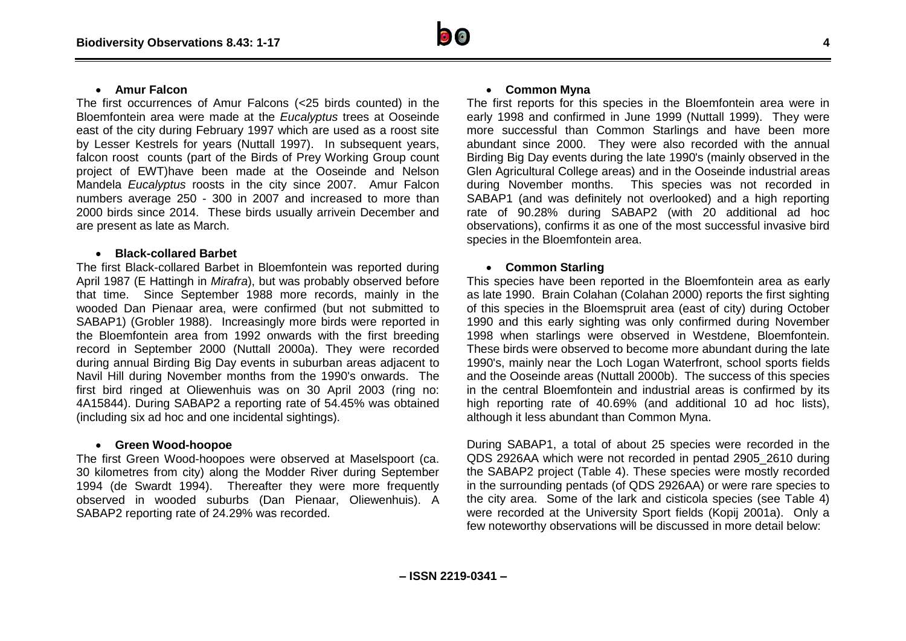- **Amur Falcon**

The first occurrences of Amur Falcons (<25 birds counted) in the Bloemfontein area were made at the *Eucalyptus* trees at Ooseinde east of the city during February 1997 which are used as a roost site by Lesser Kestrels for years (Nuttall 1997). In subsequent years, falcon roost counts (part of the Birds of Prey Working Group count project of EWT)have been made at the Ooseinde and Nelson Mandela *Eucalyptus* roosts in the city since 2007. Amur Falcon numbers average 250 - 300 in 2007 and increased to more than 2000 birds since 2014. These birds usually arrivein December and are present as late as March.

- **Black-collared Barbet**

The first Black-collared Barbet in Bloemfontein was reported during April 1987 (E Hattingh in *Mirafra*), but was probably observed before that time. Since September 1988 more records, mainly in the wooded Dan Pienaar area, were confirmed (but not submitted to SABAP1) (Grobler 1988). Increasingly more birds were reported in the Bloemfontein area from 1992 onwards with the first breeding record in September 2000 (Nuttall 2000a). They were recorded during annual Birding Big Day events in suburban areas adjacent to Navil Hill during November months from the 1990's onwards. The first bird ringed at Oliewenhuis was on 30 April 2003 (ring no: 4A15844). During SABAP2 a reporting rate of 54.45% was obtained (including six ad hoc and one incidental sightings).

- **Green Wood-hoopoe**

The first Green Wood-hoopoes were observed at Maselspoort (ca. 30 kilometres from city) along the Modder River during September 1994 (de Swardt 1994). Thereafter they were more frequently observed in wooded suburbs (Dan Pienaar, Oliewenhuis). A SABAP2 reporting rate of 24.29% was recorded.

- **Common Myna**

The first reports for this species in the Bloemfontein area were in early 1998 and confirmed in June 1999 (Nuttall 1999). They were more successful than Common Starlings and have been more abundant since 2000. They were also recorded with the annual Birding Big Day events during the late 1990's (mainly observed in the Glen Agricultural College areas) and in the Ooseinde industrial areas during November months. This species was not recorded in SABAP1 (and was definitely not overlooked) and a high reporting rate of 90.28% during SABAP2 (with 20 additional ad hoc observations), confirms it as one of the most successful invasive bird species in the Bloemfontein area.

- **Common Starling**

This species have been reported in the Bloemfontein area as early as late 1990. Brain Colahan (Colahan 2000) reports the first sighting of this species in the Bloemspruit area (east of city) during October 1990 and this early sighting was only confirmed during November 1998 when starlings were observed in Westdene, Bloemfontein. These birds were observed to become more abundant during the late 1990's, mainly near the Loch Logan Waterfront, school sports fields and the Ooseinde areas (Nuttall 2000b). The success of this species in the central Bloemfontein and industrial areas is confirmed by its high reporting rate of 40.69% (and additional 10 ad hoc lists), although it less abundant than Common Myna.

During SABAP1, a total of about 25 species were recorded in the QDS 2926AA which were not recorded in pentad 2905_2610 during the SABAP2 project (Table 4). These species were mostly recorded in the surrounding pentads (of QDS 2926AA) or were rare species to the city area. Some of the lark and cisticola species (see Table 4) were recorded at the University Sport fields (Kopij 2001a). Only a few noteworthy observations will be discussed in more detail below: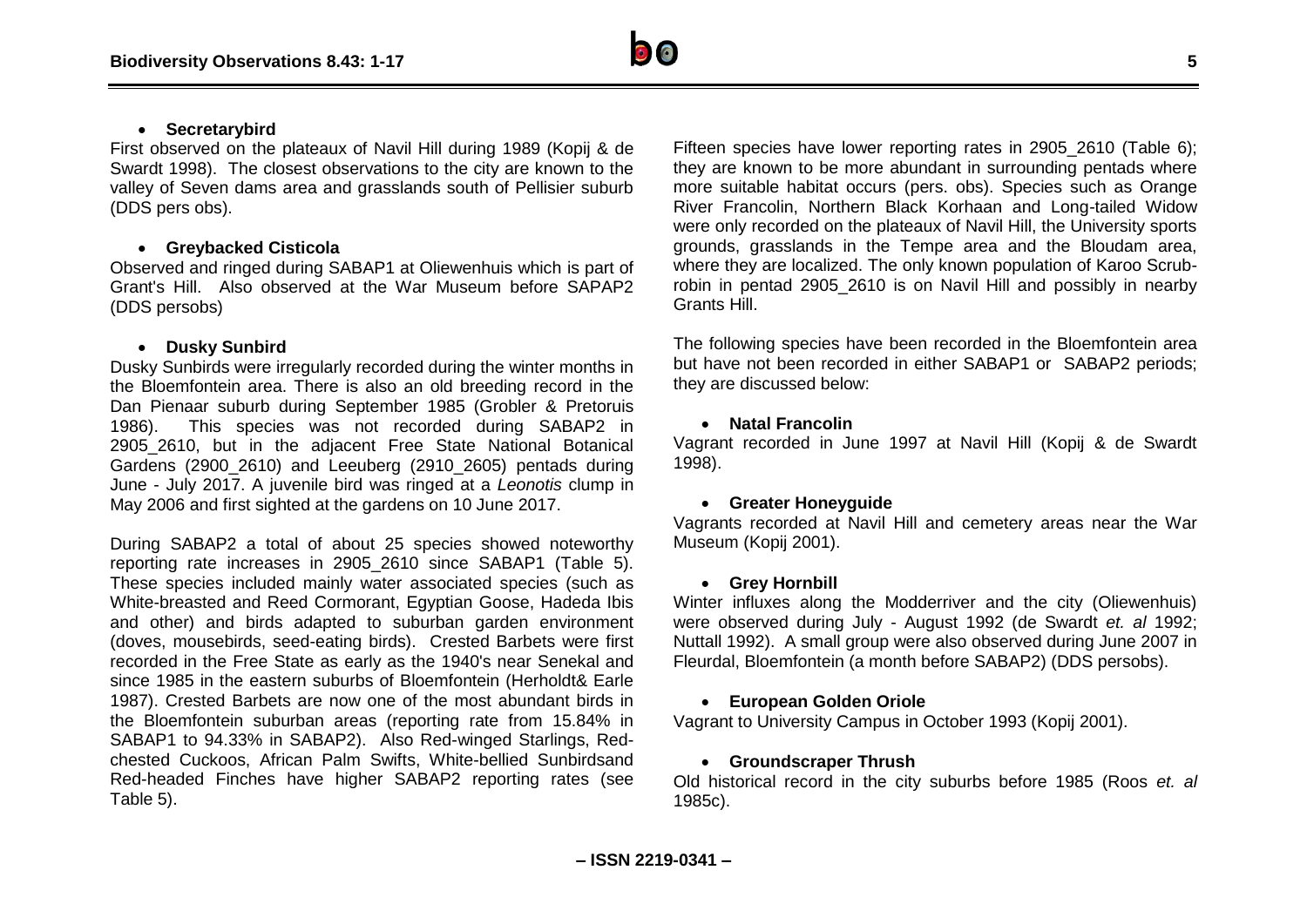- **Secretarybird**

First observed on the plateaux of Navil Hill during 1989 (Kopij & de Swardt 1998). The closest observations to the city are known to the valley of Seven dams area and grasslands south of Pellisier suburb (DDS pers obs).

- **Greybacked Cisticola**

Observed and ringed during SABAP1 at Oliewenhuis which is part of Grant's Hill. Also observed at the War Museum before SAPAP2 (DDS persobs)

- **Dusky Sunbird**

Dusky Sunbirds were irregularly recorded during the winter months in the Bloemfontein area. There is also an old breeding record in the Dan Pienaar suburb during September 1985 (Grobler & Pretoruis 1986). This species was not recorded during SABAP2 in 2905_2610, but in the adjacent Free State National Botanical Gardens (2900_2610) and Leeuberg (2910_2605) pentads during June - July 2017. A juvenile bird was ringed at a *Leonotis* clump in May 2006 and first sighted at the gardens on 10 June 2017.

During SABAP2 a total of about 25 species showed noteworthy reporting rate increases in 2905_2610 since SABAP1 (Table 5). These species included mainly water associated species (such as White-breasted and Reed Cormorant, Egyptian Goose, Hadeda Ibis and other) and birds adapted to suburban garden environment (doves, mousebirds, seed-eating birds). Crested Barbets were first recorded in the Free State as early as the 1940's near Senekal and since 1985 in the eastern suburbs of Bloemfontein (Herholdt& Earle 1987). Crested Barbets are now one of the most abundant birds in the Bloemfontein suburban areas (reporting rate from 15.84% in SABAP1 to 94.33% in SABAP2). Also Red-winged Starlings, Red-chested Cuckoos, African Palm Swifts, White-bellied Sunbirdsand Red-headed Finches have higher SABAP2 reporting rates (see Table 5).

Fifteen species have lower reporting rates in 2905_2610 (Table 6); they are known to be more abundant in surrounding pentads where more suitable habitat occurs (pers. obs). Species such as Orange River Francolin, Northern Black Korhaan and Long-tailed Widow were only recorded on the plateaux of Navil Hill, the University sports grounds, grasslands in the Tempe area and the Bloudam area, where they are localized. The only known population of Karoo Scrub-robin in pentad 2905_2610 is on Navil Hill and possibly in nearby Grants Hill.

The following species have been recorded in the Bloemfontein area but have not been recorded in either SABAP1 or SABAP2 periods; they are discussed below:

- **Natal Francolin**

Vagrant recorded in June 1997 at Navil Hill (Kopij & de Swardt 1998).

- **Greater Honeyguide**

Vagrants recorded at Navil Hill and cemetery areas near the War Museum (Kopij 2001).

- **Grey Hornbill**

Winter influxes along the Modderriver and the city (Oliewenhuis) were observed during July - August 1992 (de Swardt *et. al* 1992; Nuttall 1992). A small group were also observed during June 2007 in Fleurdal, Bloemfontein (a month before SABAP2) (DDS persobs).

- **European Golden Oriole**

Vagrant to University Campus in October 1993 (Kopij 2001).

- **Groundscraper Thrush**

Old historical record in the city suburbs before 1985 (Roos *et. al* 1985c).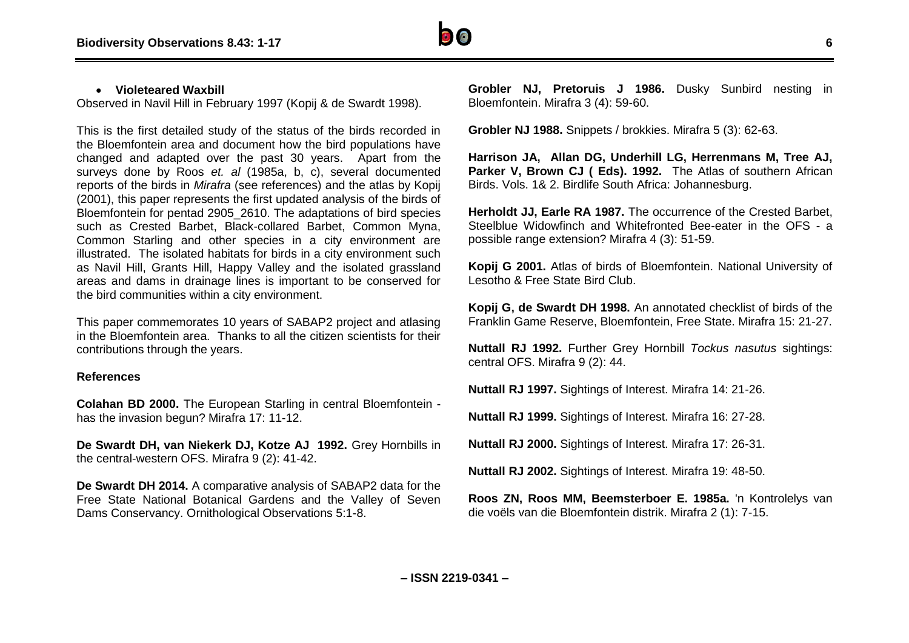- **Violeteared Waxbill**

Observed in Navil Hill in February 1997 (Kopij & de Swardt 1998).

This is the first detailed study of the status of the birds recorded in the Bloemfontein area and document how the bird populations have changed and adapted over the past 30 years. Apart from the surveys done by Roos *et. al* (1985a, b, c), several documented reports of the birds in *Mirafra* (see references) and the atlas by Kopij (2001), this paper represents the first updated analysis of the birds of Bloemfontein for pentad 2905_2610. The adaptations of bird species such as Crested Barbet, Black-collared Barbet, Common Myna, Common Starling and other species in a city environment are illustrated. The isolated habitats for birds in a city environment such as Navil Hill, Grants Hill, Happy Valley and the isolated grassland areas and dams in drainage lines is important to be conserved for the bird communities within a city environment.

This paper commemorates 10 years of SABAP2 project and atlasing in the Bloemfontein area. Thanks to all the citizen scientists for their contributions through the years.

**References**

**Colahan BD 2000.** The European Starling in central Bloemfontein - has the invasion begun? Mirafra 17: 11-12.

**De Swardt DH, van Niekerk DJ, Kotze AJ 1992.** Grey Hornbills in the central-western OFS. Mirafra 9 (2): 41-42.

**De Swardt DH 2014.** A comparative analysis of SABAP2 data for the Free State National Botanical Gardens and the Valley of Seven Dams Conservancy. Ornithological Observations 5:1-8.

**Grobler NJ, Pretoruis J 1986.** Dusky Sunbird nesting in Bloemfontein. Mirafra 3 (4): 59-60.

**Grobler NJ 1988.** Snippets / brokkies. Mirafra 5 (3): 62-63.

**Harrison JA, Allan DG, Underhill LG, Herrenmans M, Tree AJ, Parker V, Brown CJ ( Eds). 1992.** The Atlas of southern African Birds. Vols. 1& 2. Birdlife South Africa: Johannesburg.

**Herholdt JJ, Earle RA 1987.** The occurrence of the Crested Barbet, Steelblue Widowfinch and Whitefronted Bee-eater in the OFS - a possible range extension? Mirafra 4 (3): 51-59.

**Kopij G 2001.** Atlas of birds of Bloemfontein. National University of Lesotho & Free State Bird Club.

**Kopij G, de Swardt DH 1998.** An annotated checklist of birds of the Franklin Game Reserve, Bloemfontein, Free State. Mirafra 15: 21-27.

**Nuttall RJ 1992.** Further Grey Hornbill *Tockus nasutus* sightings: central OFS. Mirafra 9 (2): 44.

**Nuttall RJ 1997.** Sightings of Interest. Mirafra 14: 21-26.

**Nuttall RJ 1999.** Sightings of Interest. Mirafra 16: 27-28.

**Nuttall RJ 2000.** Sightings of Interest. Mirafra 17: 26-31.

**Nuttall RJ 2002.** Sightings of Interest. Mirafra 19: 48-50.

**Roos ZN, Roos MM, Beemsterboer E. 1985a.** 'n Kontrolelys van die voëls van die Bloemfontein distrik. Mirafra 2 (1): 7-15.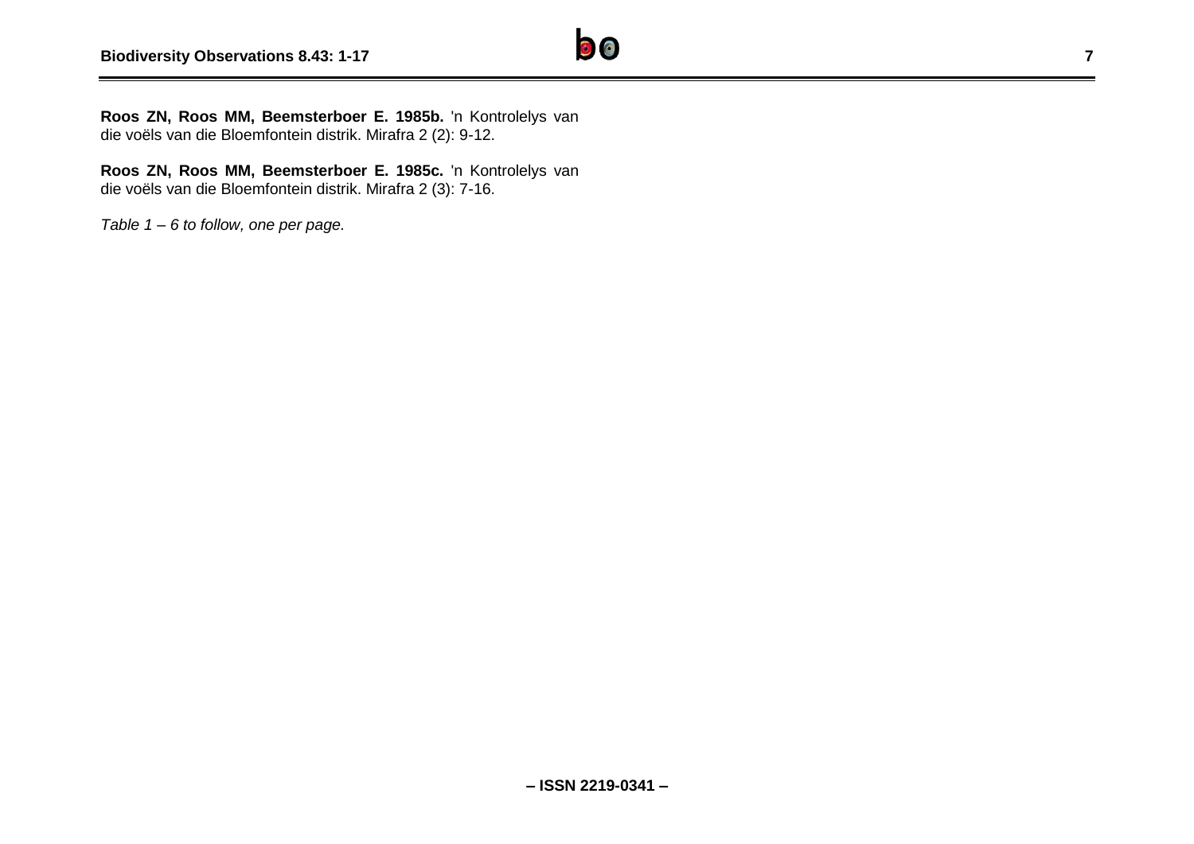**Roos ZN, Roos MM, Beemsterboer E. 1985b.** 'n Kontrolelys van die voëls van die Bloemfontein distrik. Mirafra 2 (2): 9-12.

**Roos ZN, Roos MM, Beemsterboer E. 1985c.** 'n Kontrolelys van die voëls van die Bloemfontein distrik. Mirafra 2 (3): 7-16.

*Table 1 – 6 to follow, one per page.*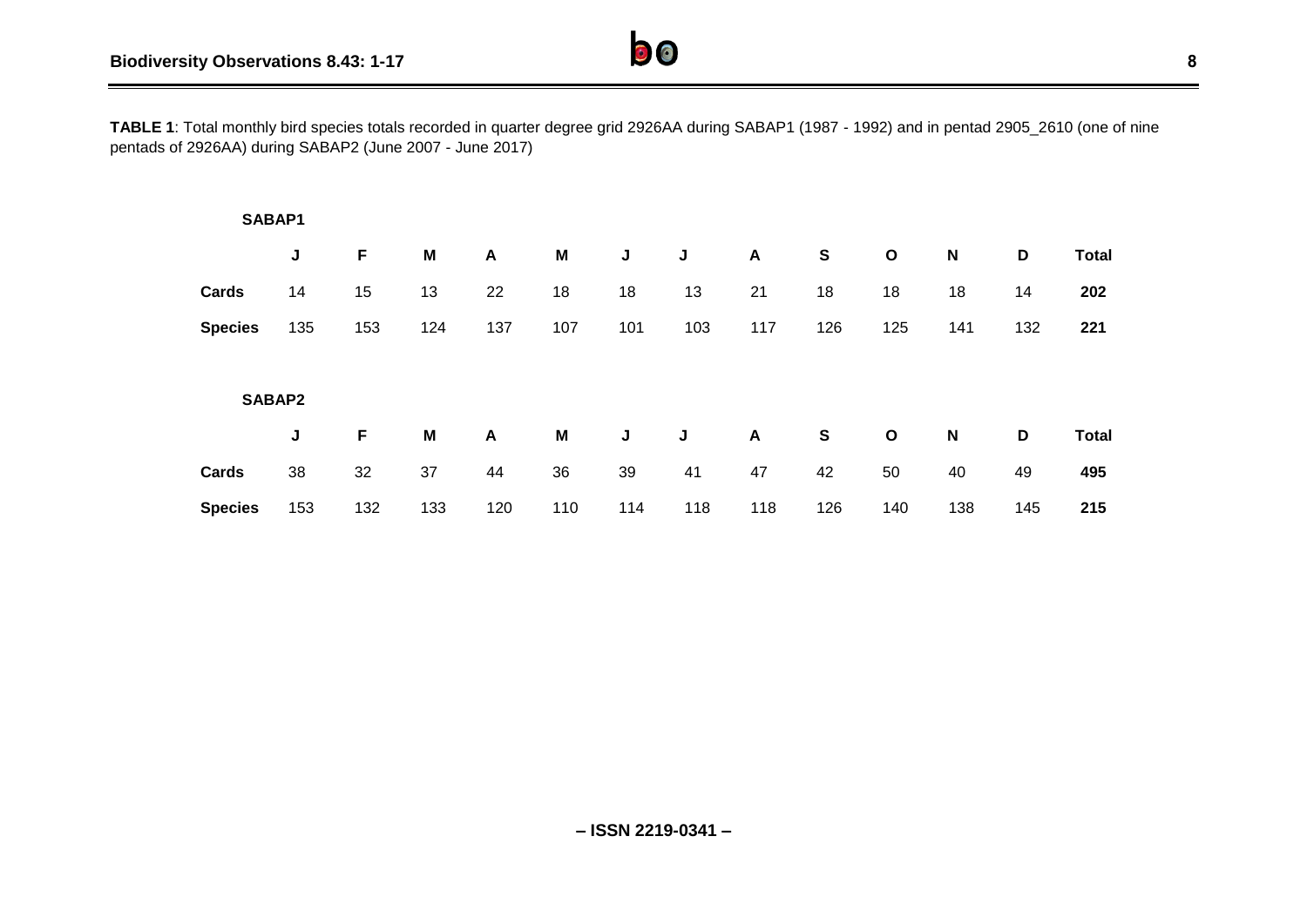**TABLE 1**: Total monthly bird species totals recorded in quarter degree grid 2926AA during SABAP1 (1987 - 1992) and in pentad 2905_2610 (one of nine pentads of 2926AA) during SABAP2 (June 2007 - June 2017)

**SABAP1**

| | J | F | M | A | M | J | J | A | S | O | N | D | Total |
|---|---|---|---|---|---|---|---|---|---|---|---|---|---|
| **Cards** | 14 | 15 | 13 | 22 | 18 | 18 | 13 | 21 | 18 | 18 | 18 | 14 | **202** |
| **Species** | 135 | 153 | 124 | 137 | 107 | 101 | 103 | 117 | 126 | 125 | 141 | 132 | **221** |

**SABAP2**

| | J | F | M | A | M | J | J | A | S | O | N | D | Total |
|---|---|---|---|---|---|---|---|---|---|---|---|---|---|
| **Cards** | 38 | 32 | 37 | 44 | 36 | 39 | 41 | 47 | 42 | 50 | 40 | 49 | **495** |
| **Species** | 153 | 132 | 133 | 120 | 110 | 114 | 118 | 118 | 126 | 140 | 138 | 145 | **215** |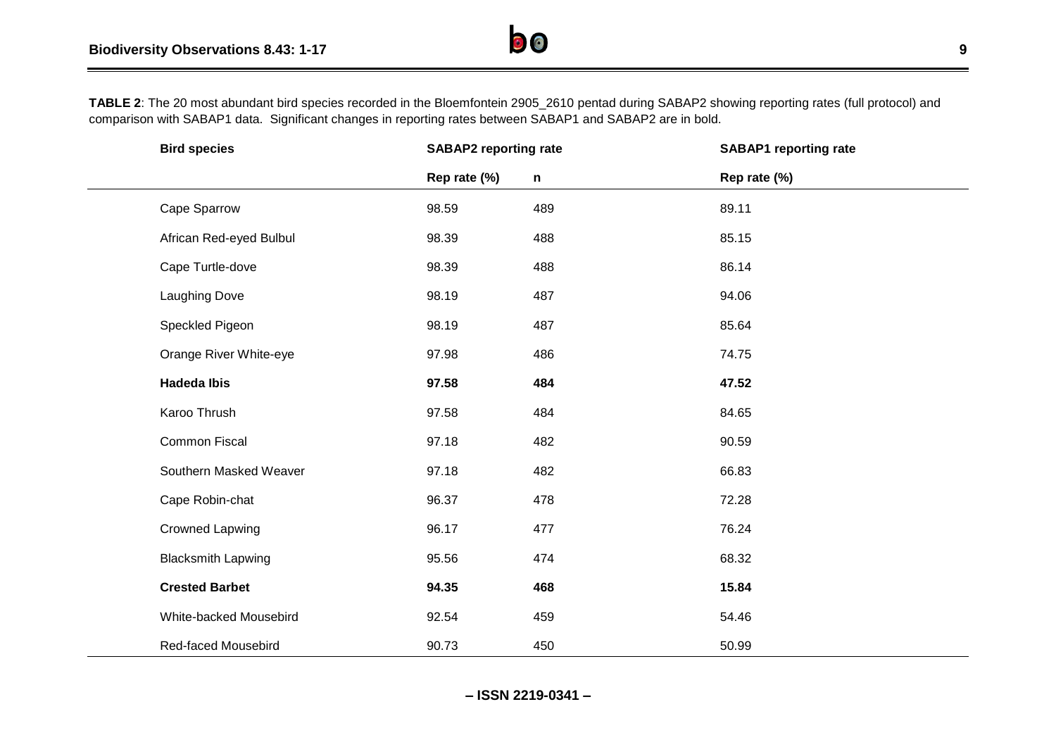**TABLE 2**: The 20 most abundant bird species recorded in the Bloemfontein 2905_2610 pentad during SABAP2 showing reporting rates (full protocol) and comparison with SABAP1 data. Significant changes in reporting rates between SABAP1 and SABAP2 are in bold.

| Bird species | SABAP2 reporting rate | | SABAP1 reporting rate |
|---|---|---|---|
| | Rep rate (%) | n | Rep rate (%) |
| Cape Sparrow | 98.59 | 489 | 89.11 |
| African Red-eyed Bulbul | 98.39 | 488 | 85.15 |
| Cape Turtle-dove | 98.39 | 488 | 86.14 |
| Laughing Dove | 98.19 | 487 | 94.06 |
| Speckled Pigeon | 98.19 | 487 | 85.64 |
| Orange River White-eye | 97.98 | 486 | 74.75 |
| **Hadeda Ibis** | **97.58** | **484** | **47.52** |
| Karoo Thrush | 97.58 | 484 | 84.65 |
| Common Fiscal | 97.18 | 482 | 90.59 |
| Southern Masked Weaver | 97.18 | 482 | 66.83 |
| Cape Robin-chat | 96.37 | 478 | 72.28 |
| Crowned Lapwing | 96.17 | 477 | 76.24 |
| Blacksmith Lapwing | 95.56 | 474 | 68.32 |
| **Crested Barbet** | **94.35** | **468** | **15.84** |
| White-backed Mousebird | 92.54 | 459 | 54.46 |
| Red-faced Mousebird | 90.73 | 450 | 50.99 |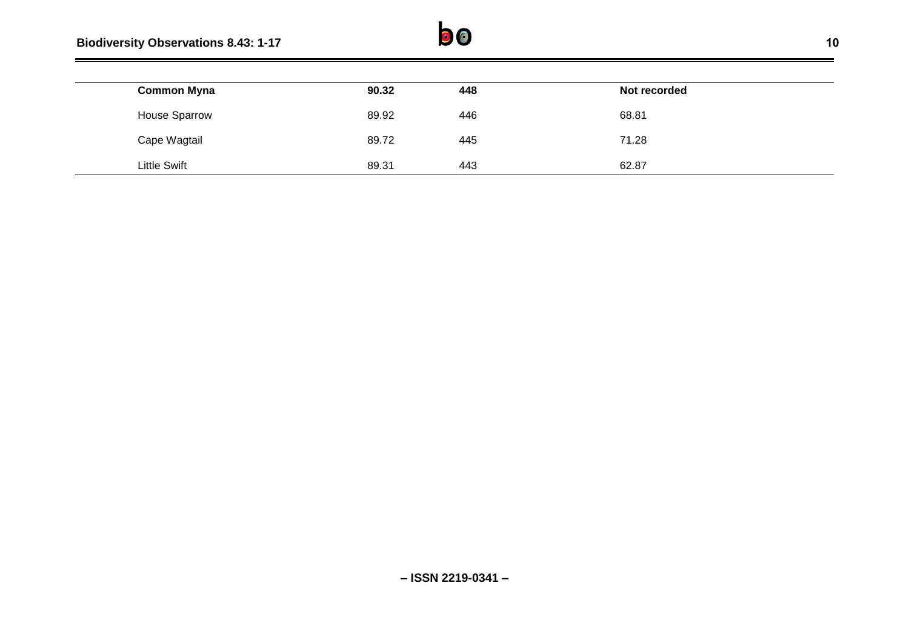| | | | |
|---|---|---|---|
| **Common Myna** | **90.32** | **448** | **Not recorded** |
| House Sparrow | 89.92 | 446 | 68.81 |
| Cape Wagtail | 89.72 | 445 | 71.28 |
| Little Swift | 89.31 | 443 | 62.87 |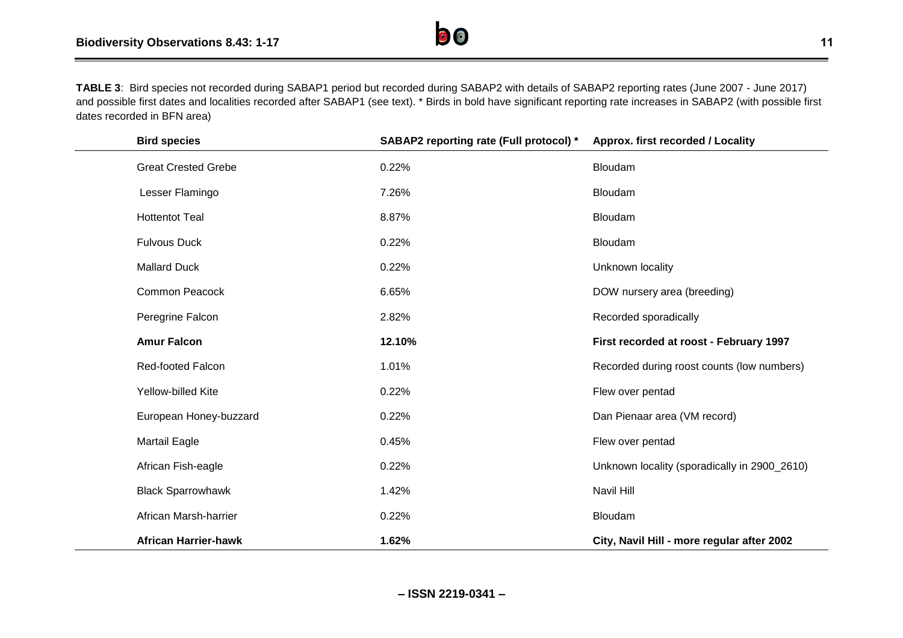**TABLE 3**: Bird species not recorded during SABAP1 period but recorded during SABAP2 with details of SABAP2 reporting rates (June 2007 - June 2017) and possible first dates and localities recorded after SABAP1 (see text). * Birds in bold have significant reporting rate increases in SABAP2 (with possible first dates recorded in BFN area)

| Bird species | SABAP2 reporting rate (Full protocol) * | Approx. first recorded / Locality |
|---|---|---|
| Great Crested Grebe | 0.22% | Bloudam |
| Lesser Flamingo | 7.26% | Bloudam |
| Hottentot Teal | 8.87% | Bloudam |
| Fulvous Duck | 0.22% | Bloudam |
| Mallard Duck | 0.22% | Unknown locality |
| Common Peacock | 6.65% | DOW nursery area (breeding) |
| Peregrine Falcon | 2.82% | Recorded sporadically |
| **Amur Falcon** | **12.10%** | **First recorded at roost - February 1997** |
| Red-footed Falcon | 1.01% | Recorded during roost counts (low numbers) |
| Yellow-billed Kite | 0.22% | Flew over pentad |
| European Honey-buzzard | 0.22% | Dan Pienaar area (VM record) |
| Martail Eagle | 0.45% | Flew over pentad |
| African Fish-eagle | 0.22% | Unknown locality (sporadically in 2900_2610) |
| Black Sparrowhawk | 1.42% | Navil Hill |
| African Marsh-harrier | 0.22% | Bloudam |
| **African Harrier-hawk** | **1.62%** | **City, Navil Hill - more regular after 2002** |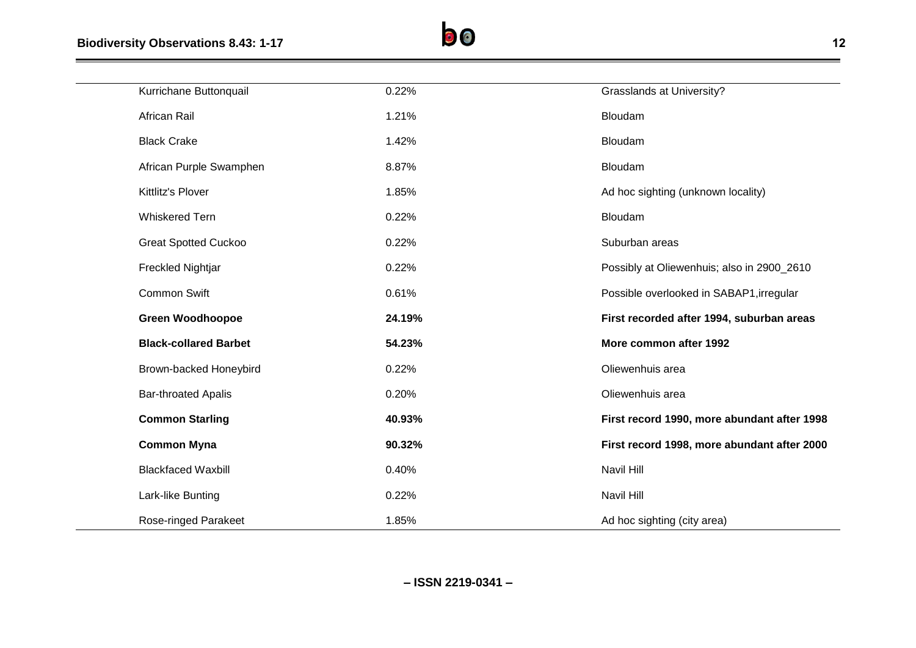| | | |
|---|---|---|
| Kurrichane Buttonquail | 0.22% | Grasslands at University? |
| African Rail | 1.21% | Bloudam |
| Black Crake | 1.42% | Bloudam |
| African Purple Swamphen | 8.87% | Bloudam |
| Kittlitz's Plover | 1.85% | Ad hoc sighting (unknown locality) |
| Whiskered Tern | 0.22% | Bloudam |
| Great Spotted Cuckoo | 0.22% | Suburban areas |
| Freckled Nightjar | 0.22% | Possibly at Oliewenhuis; also in 2900_2610 |
| Common Swift | 0.61% | Possible overlooked in SABAP1,irregular |
| **Green Woodhoopoe** | **24.19%** | **First recorded after 1994, suburban areas** |
| **Black-collared Barbet** | **54.23%** | **More common after 1992** |
| Brown-backed Honeybird | 0.22% | Oliewenhuis area |
| Bar-throated Apalis | 0.20% | Oliewenhuis area |
| **Common Starling** | **40.93%** | **First record 1990, more abundant after 1998** |
| **Common Myna** | **90.32%** | **First record 1998, more abundant after 2000** |
| Blackfaced Waxbill | 0.40% | Navil Hill |
| Lark-like Bunting | 0.22% | Navil Hill |
| Rose-ringed Parakeet | 1.85% | Ad hoc sighting (city area) |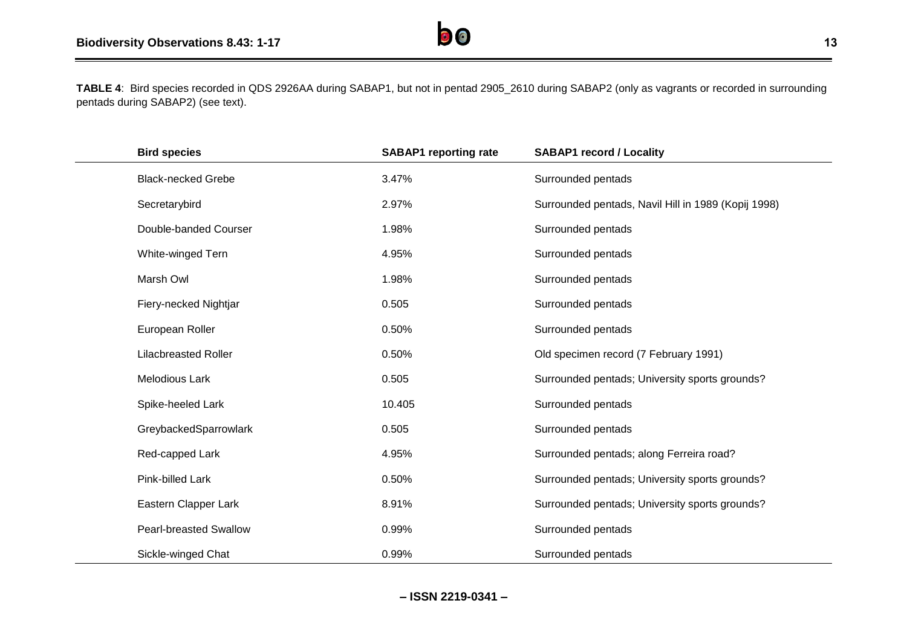**TABLE 4**: Bird species recorded in QDS 2926AA during SABAP1, but not in pentad 2905_2610 during SABAP2 (only as vagrants or recorded in surrounding pentads during SABAP2) (see text).

| Bird species | SABAP1 reporting rate | SABAP1 record / Locality |
|---|---|---|
| Black-necked Grebe | 3.47% | Surrounded pentads |
| Secretarybird | 2.97% | Surrounded pentads, Navil Hill in 1989 (Kopij 1998) |
| Double-banded Courser | 1.98% | Surrounded pentads |
| White-winged Tern | 4.95% | Surrounded pentads |
| Marsh Owl | 1.98% | Surrounded pentads |
| Fiery-necked Nightjar | 0.505 | Surrounded pentads |
| European Roller | 0.50% | Surrounded pentads |
| Lilacbreasted Roller | 0.50% | Old specimen record (7 February 1991) |
| Melodious Lark | 0.505 | Surrounded pentads; University sports grounds? |
| Spike-heeled Lark | 10.405 | Surrounded pentads |
| GreybackedSparrowlark | 0.505 | Surrounded pentads |
| Red-capped Lark | 4.95% | Surrounded pentads; along Ferreira road? |
| Pink-billed Lark | 0.50% | Surrounded pentads; University sports grounds? |
| Eastern Clapper Lark | 8.91% | Surrounded pentads; University sports grounds? |
| Pearl-breasted Swallow | 0.99% | Surrounded pentads |
| Sickle-winged Chat | 0.99% | Surrounded pentads |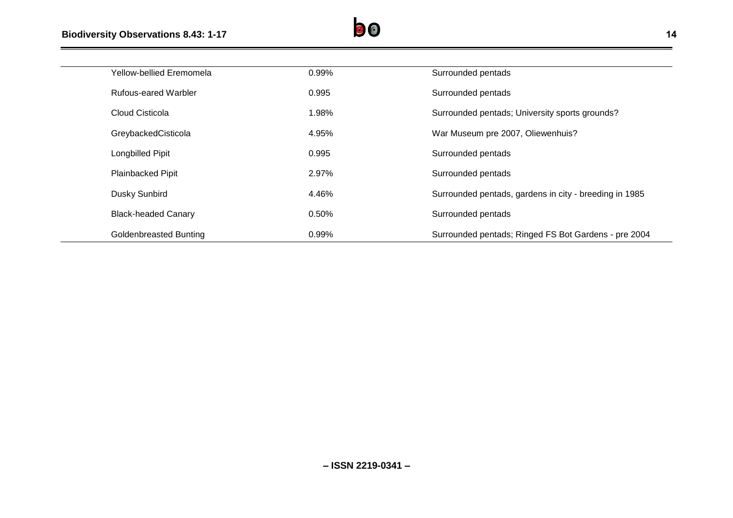| | | |
|---|---|---|
| Yellow-bellied Eremomela | 0.99% | Surrounded pentads |
| Rufous-eared Warbler | 0.995 | Surrounded pentads |
| Cloud Cisticola | 1.98% | Surrounded pentads; University sports grounds? |
| GreybackedCisticola | 4.95% | War Museum pre 2007, Oliewenhuis? |
| Longbilled Pipit | 0.995 | Surrounded pentads |
| Plainbacked Pipit | 2.97% | Surrounded pentads |
| Dusky Sunbird | 4.46% | Surrounded pentads, gardens in city - breeding in 1985 |
| Black-headed Canary | 0.50% | Surrounded pentads |
| Goldenbreasted Bunting | 0.99% | Surrounded pentads; Ringed FS Bot Gardens - pre 2004 |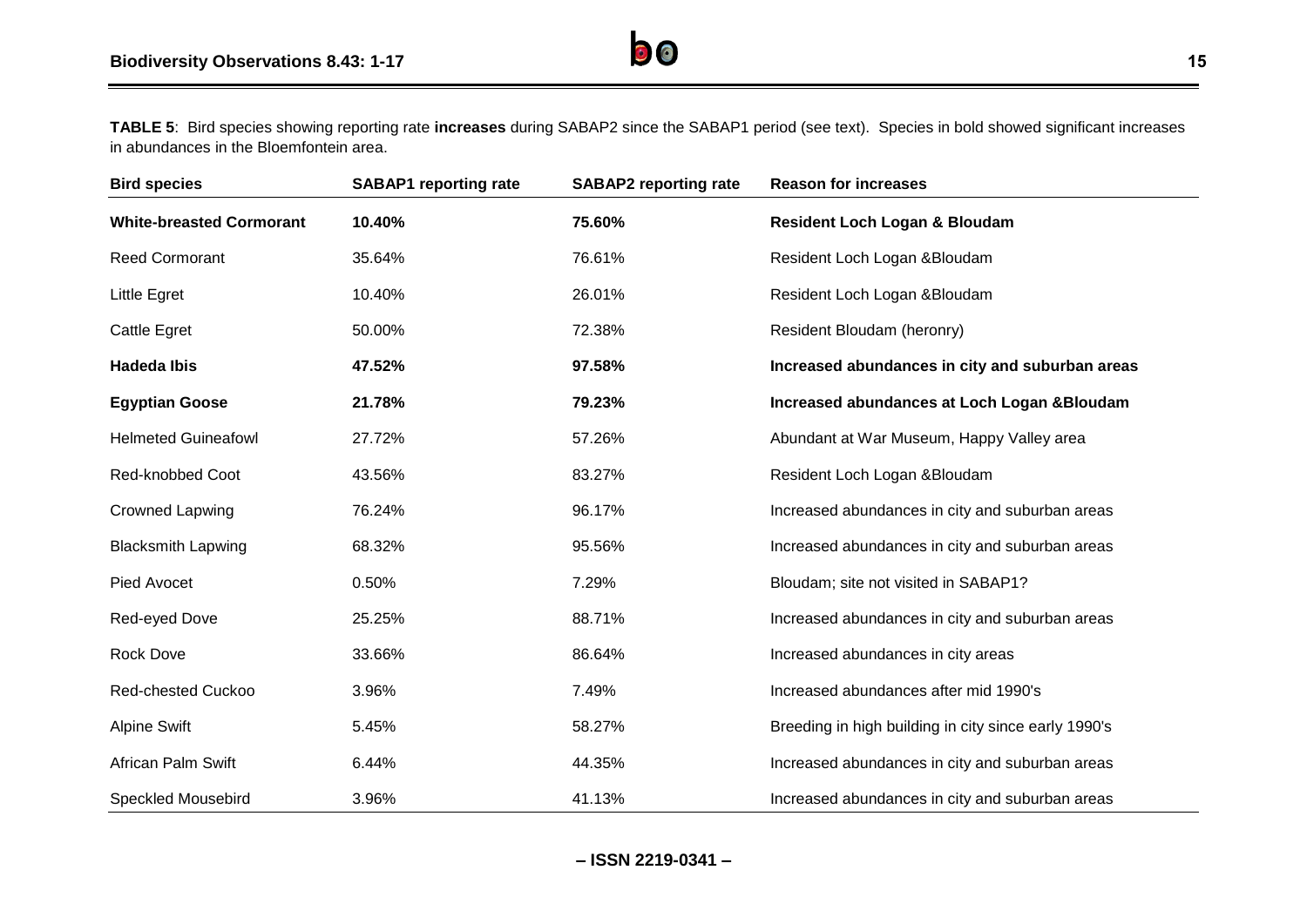**TABLE 5**: Bird species showing reporting rate **increases** during SABAP2 since the SABAP1 period (see text). Species in bold showed significant increases in abundances in the Bloemfontein area.

| Bird species | SABAP1 reporting rate | SABAP2 reporting rate | Reason for increases |
|---|---|---|---|
| **White-breasted Cormorant** | **10.40%** | **75.60%** | **Resident Loch Logan & Bloudam** |
| Reed Cormorant | 35.64% | 76.61% | Resident Loch Logan &Bloudam |
| Little Egret | 10.40% | 26.01% | Resident Loch Logan &Bloudam |
| Cattle Egret | 50.00% | 72.38% | Resident Bloudam (heronry) |
| **Hadeda Ibis** | **47.52%** | **97.58%** | **Increased abundances in city and suburban areas** |
| **Egyptian Goose** | **21.78%** | **79.23%** | **Increased abundances at Loch Logan &Bloudam** |
| Helmeted Guineafowl | 27.72% | 57.26% | Abundant at War Museum, Happy Valley area |
| Red-knobbed Coot | 43.56% | 83.27% | Resident Loch Logan &Bloudam |
| Crowned Lapwing | 76.24% | 96.17% | Increased abundances in city and suburban areas |
| Blacksmith Lapwing | 68.32% | 95.56% | Increased abundances in city and suburban areas |
| Pied Avocet | 0.50% | 7.29% | Bloudam; site not visited in SABAP1? |
| Red-eyed Dove | 25.25% | 88.71% | Increased abundances in city and suburban areas |
| Rock Dove | 33.66% | 86.64% | Increased abundances in city areas |
| Red-chested Cuckoo | 3.96% | 7.49% | Increased abundances after mid 1990's |
| Alpine Swift | 5.45% | 58.27% | Breeding in high building in city since early 1990's |
| African Palm Swift | 6.44% | 44.35% | Increased abundances in city and suburban areas |
| Speckled Mousebird | 3.96% | 41.13% | Increased abundances in city and suburban areas |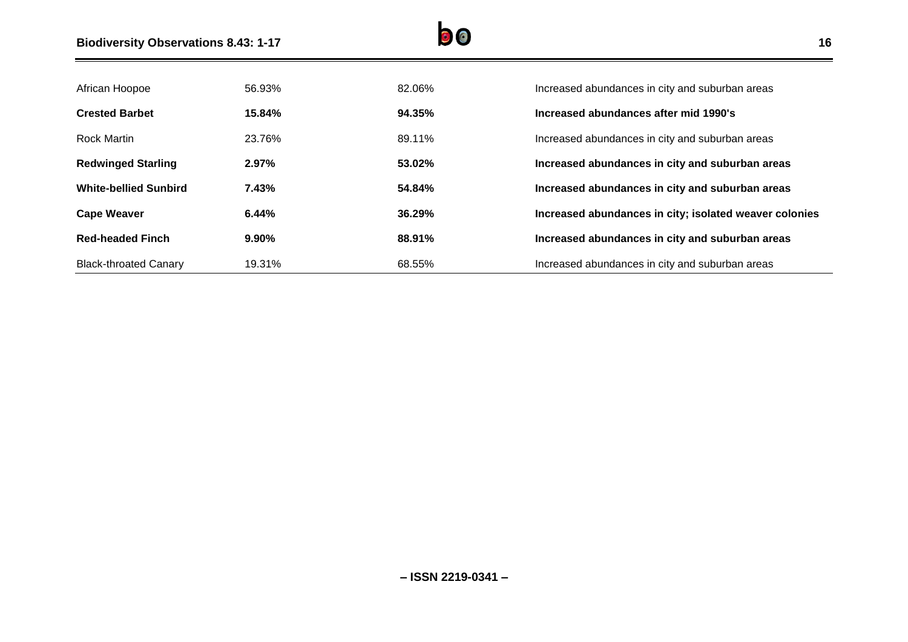| | | | |
|---|---|---|---|
| African Hoopoe | 56.93% | 82.06% | Increased abundances in city and suburban areas |
| **Crested Barbet** | **15.84%** | **94.35%** | **Increased abundances after mid 1990's** |
| Rock Martin | 23.76% | 89.11% | Increased abundances in city and suburban areas |
| **Redwinged Starling** | **2.97%** | **53.02%** | **Increased abundances in city and suburban areas** |
| **White-bellied Sunbird** | **7.43%** | **54.84%** | **Increased abundances in city and suburban areas** |
| **Cape Weaver** | **6.44%** | **36.29%** | **Increased abundances in city; isolated weaver colonies** |
| **Red-headed Finch** | **9.90%** | **88.91%** | **Increased abundances in city and suburban areas** |
| Black-throated Canary | 19.31% | 68.55% | Increased abundances in city and suburban areas |

**– ISSN 2219-0341 –**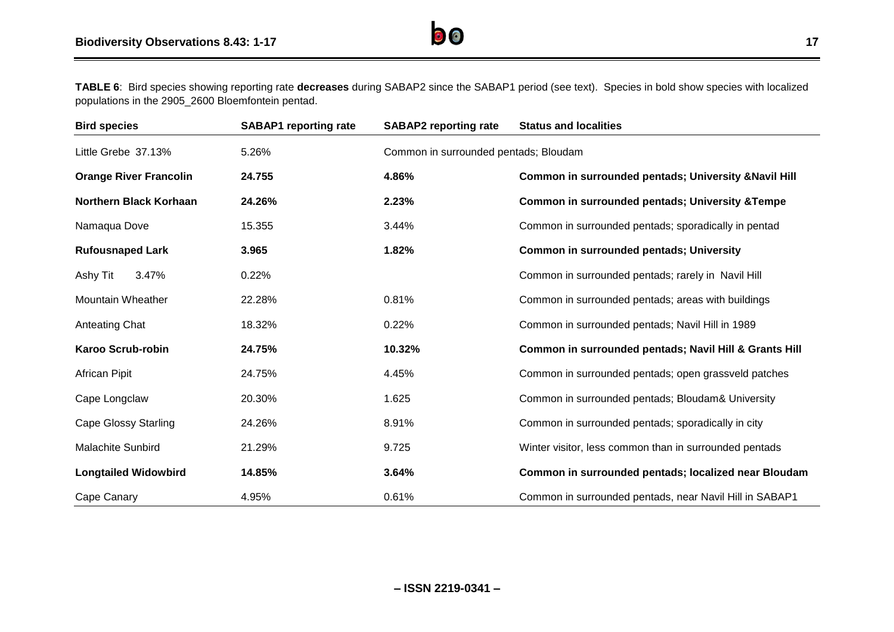**TABLE 6**: Bird species showing reporting rate **decreases** during SABAP2 since the SABAP1 period (see text). Species in bold show species with localized populations in the 2905_2600 Bloemfontein pentad.

| Bird species | SABAP1 reporting rate | SABAP2 reporting rate | Status and localities |
|---|---|---|---|
| Little Grebe 37.13% | 5.26% | Common in surrounded pentads; Bloudam | |
| **Orange River Francolin** | **24.755** | **4.86%** | **Common in surrounded pentads; University &Navil Hill** |
| **Northern Black Korhaan** | **24.26%** | **2.23%** | **Common in surrounded pentads; University &Tempe** |
| Namaqua Dove | 15.355 | 3.44% | Common in surrounded pentads; sporadically in pentad |
| **Rufousnaped Lark** | **3.965** | **1.82%** | **Common in surrounded pentads; University** |
| Ashy Tit 3.47% | 0.22% | | Common in surrounded pentads; rarely in Navil Hill |
| Mountain Wheather | 22.28% | 0.81% | Common in surrounded pentads; areas with buildings |
| Anteating Chat | 18.32% | 0.22% | Common in surrounded pentads; Navil Hill in 1989 |
| **Karoo Scrub-robin** | **24.75%** | **10.32%** | **Common in surrounded pentads; Navil Hill & Grants Hill** |
| African Pipit | 24.75% | 4.45% | Common in surrounded pentads; open grassveld patches |
| Cape Longclaw | 20.30% | 1.625 | Common in surrounded pentads; Bloudam& University |
| Cape Glossy Starling | 24.26% | 8.91% | Common in surrounded pentads; sporadically in city |
| Malachite Sunbird | 21.29% | 9.725 | Winter visitor, less common than in surrounded pentads |
| **Longtailed Widowbird** | **14.85%** | **3.64%** | **Common in surrounded pentads; localized near Bloudam** |
| Cape Canary | 4.95% | 0.61% | Common in surrounded pentads, near Navil Hill in SABAP1 |